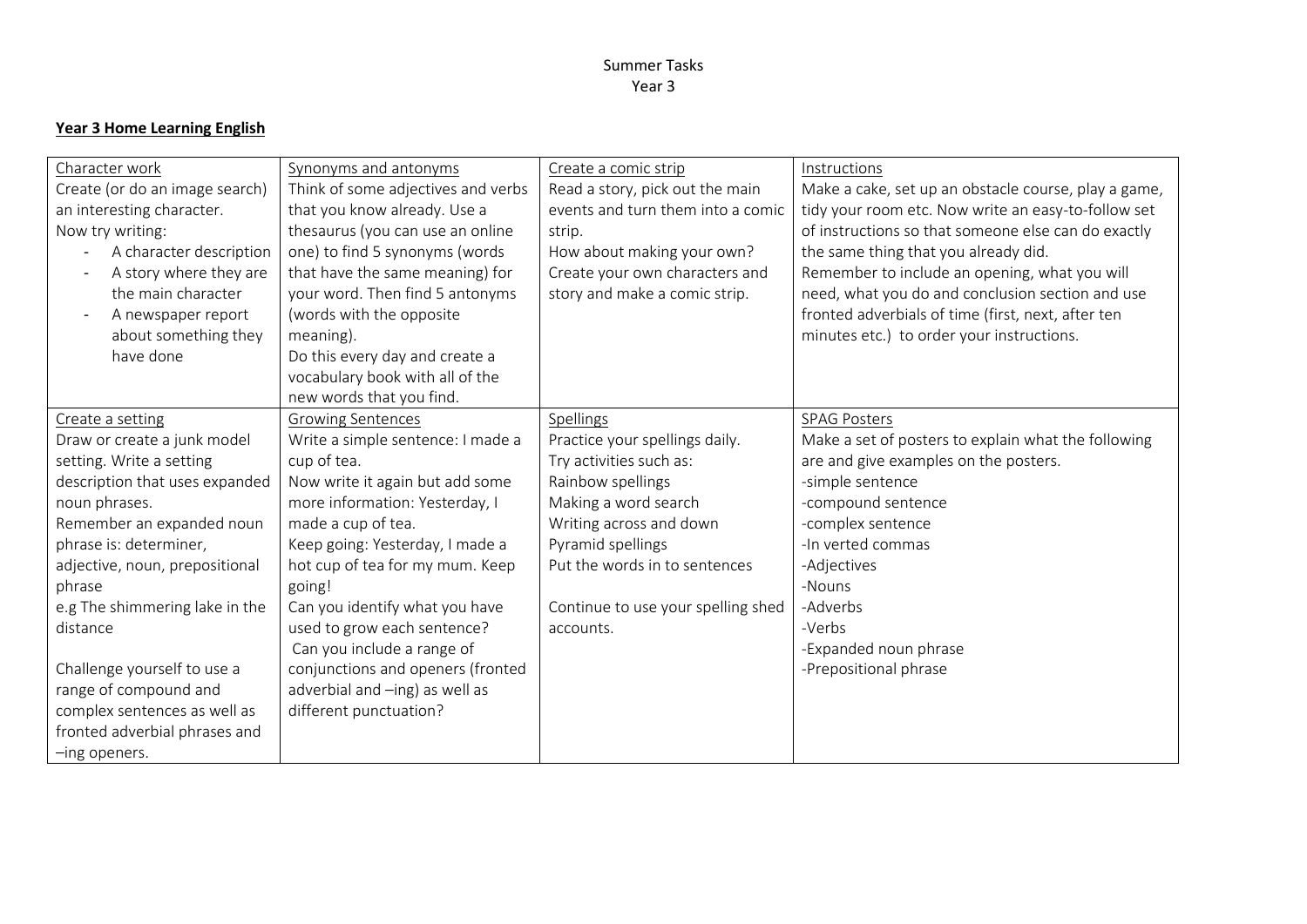Summer Tasks
Year 3

**Year 3 Home Learning English**

| Character work<br>Create (or do an image search) an interesting character.<br>Now try writing:<br>- A character description<br>- A story where they are the main character<br>- A newspaper report about something they have done | Synonyms and antonyms<br>Think of some adjectives and verbs that you know already. Use a thesaurus (you can use an online one) to find 5 synonyms (words that have the same meaning) for your word. Then find 5 antonyms (words with the opposite meaning).<br>Do this every day and create a vocabulary book with all of the new words that you find. | Create a comic strip<br>Read a story, pick out the main events and turn them into a comic strip.<br>How about making your own? Create your own characters and story and make a comic strip. | Instructions<br>Make a cake, set up an obstacle course, play a game, tidy your room etc. Now write an easy-to-follow set of instructions so that someone else can do exactly the same thing that you already did.<br>Remember to include an opening, what you will need, what you do and conclusion section and use fronted adverbials of time (first, next, after ten minutes etc.) to order your instructions. |
|---|---|---|---|
| Create a setting<br>Draw or create a junk model setting. Write a setting description that uses expanded noun phrases.<br>Remember an expanded noun phrase is: determiner, adjective, noun, prepositional phrase<br>e.g The shimmering lake in the distance<br><br>Challenge yourself to use a range of compound and complex sentences as well as fronted adverbial phrases and –ing openers. | Growing Sentences<br>Write a simple sentence: I made a cup of tea.<br>Now write it again but add some more information: Yesterday, I made a cup of tea.<br>Keep going: Yesterday, I made a hot cup of tea for my mum. Keep going!<br>Can you identify what you have used to grow each sentence?<br>Can you include a range of conjunctions and openers (fronted adverbial and –ing) as well as different punctuation? | Spellings<br>Practice your spellings daily.<br>Try activities such as:<br>Rainbow spellings<br>Making a word search<br>Writing across and down<br>Pyramid spellings<br>Put the words in to sentences<br><br>Continue to use your spelling shed accounts. | SPAG Posters<br>Make a set of posters to explain what the following are and give examples on the posters.<br>-simple sentence<br>-compound sentence<br>-complex sentence<br>-In verted commas<br>-Adjectives<br>-Nouns<br>-Adverbs<br>-Verbs<br>-Expanded noun phrase<br>-Prepositional phrase |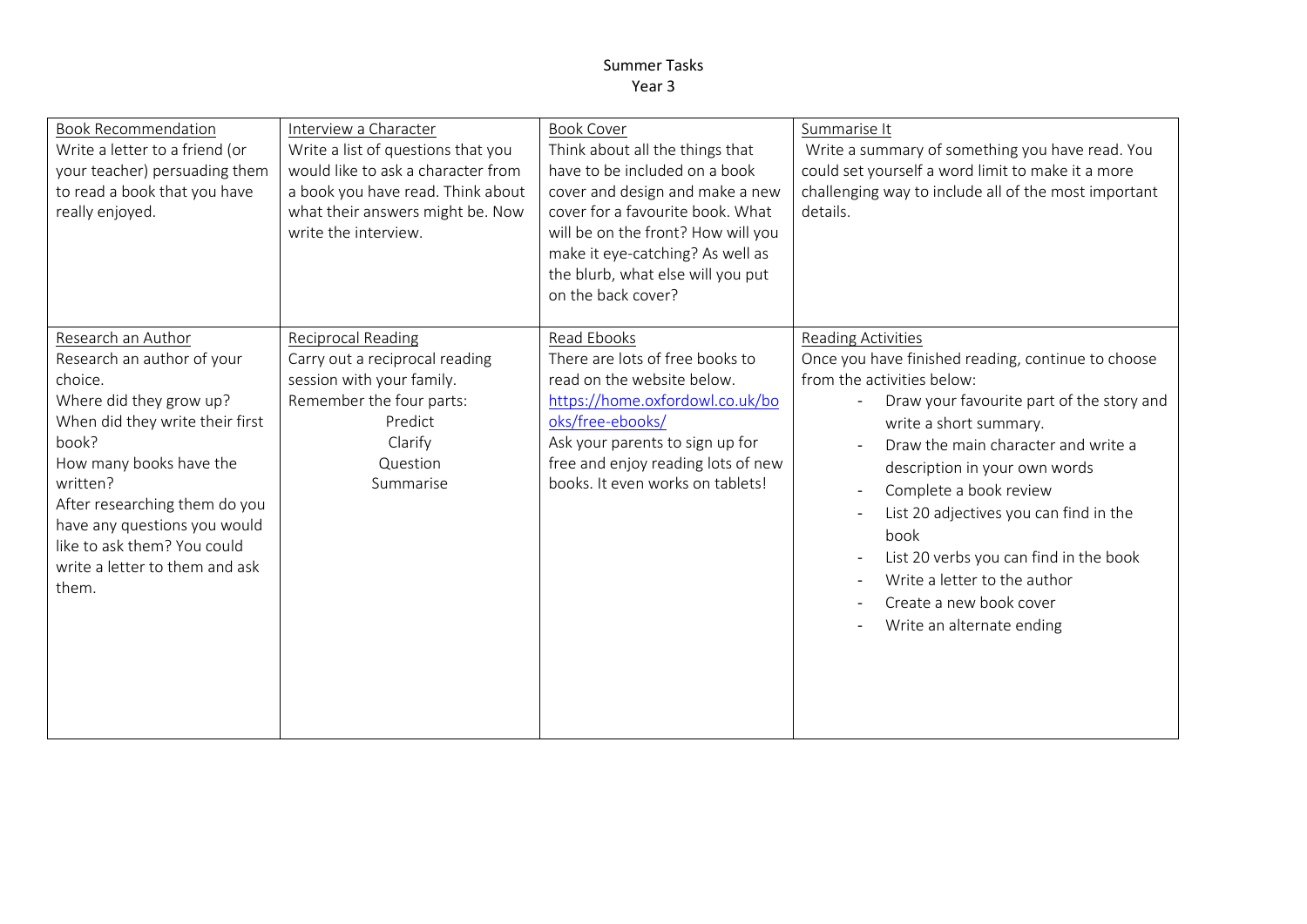# Summer Tasks
## Year 3

| Book Recommendation<br>Write a letter to a friend (or your teacher) persuading them to read a book that you have really enjoyed. | Interview a Character<br>Write a list of questions that you would like to ask a character from a book you have read. Think about what their answers might be. Now write the interview. | Book Cover<br>Think about all the things that have to be included on a book cover and design and make a new cover for a favourite book. What will be on the front? How will you make it eye-catching? As well as the blurb, what else will you put on the back cover? | Summarise It<br>Write a summary of something you have read. You could set yourself a word limit to make it a more challenging way to include all of the most important details. |
|---|---|---|---|
| Research an Author<br>Research an author of your choice.<br>Where did they grow up?<br>When did they write their first book?<br>How many books have the written?<br>After researching them do you have any questions you would like to ask them? You could write a letter to them and ask them. | Reciprocal Reading<br>Carry out a reciprocal reading session with your family.<br>Remember the four parts:<br>Predict<br>Clarify<br>Question<br>Summarise | Read Ebooks<br>There are lots of free books to read on the website below.<br>https://home.oxfordowl.co.uk/books/free-ebooks/<br>Ask your parents to sign up for free and enjoy reading lots of new books. It even works on tablets! | Reading Activities<br>Once you have finished reading, continue to choose from the activities below:<br>- Draw your favourite part of the story and write a short summary.<br>- Draw the main character and write a description in your own words<br>- Complete a book review<br>- List 20 adjectives you can find in the book<br>- List 20 verbs you can find in the book<br>- Write a letter to the author<br>- Create a new book cover<br>- Write an alternate ending |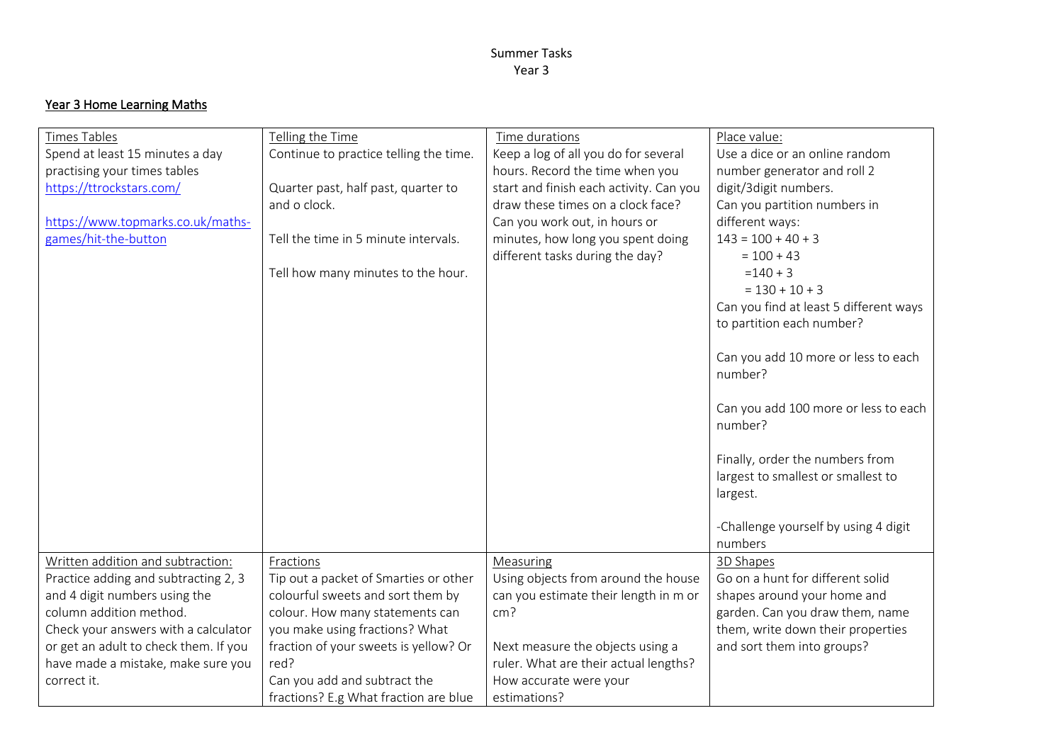Summer Tasks
Year 3

**Year 3 Home Learning Maths**

| Times Tables<br>Spend at least 15 minutes a day practising your times tables<br>https://ttrockstars.com/<br><br>https://www.topmarks.co.uk/maths-games/hit-the-button | Telling the Time<br>Continue to practice telling the time.<br><br>Quarter past, half past, quarter to and o clock.<br><br>Tell the time in 5 minute intervals.<br><br>Tell how many minutes to the hour. | Time durations<br>Keep a log of all you do for several hours. Record the time when you start and finish each activity. Can you draw these times on a clock face?<br>Can you work out, in hours or minutes, how long you spent doing different tasks during the day? | Place value:<br>Use a dice or an online random number generator and roll 2 digit/3digit numbers.<br>Can you partition numbers in different ways:<br>143 = 100 + 40 + 3<br>= 100 + 43<br>=140 + 3<br>= 130 + 10 + 3<br>Can you find at least 5 different ways to partition each number?<br><br>Can you add 10 more or less to each number?<br><br>Can you add 100 more or less to each number?<br><br>Finally, order the numbers from largest to smallest or smallest to largest.<br><br>-Challenge yourself by using 4 digit numbers |
|---|---|---|---|
| Written addition and subtraction:<br>Practice adding and subtracting 2, 3 and 4 digit numbers using the column addition method.<br>Check your answers with a calculator or get an adult to check them. If you have made a mistake, make sure you correct it. | Fractions<br>Tip out a packet of Smarties or other colourful sweets and sort them by colour. How many statements can you make using fractions? What fraction of your sweets is yellow? Or red?<br>Can you add and subtract the fractions? E.g What fraction are blue | Measuring<br>Using objects from around the house can you estimate their length in m or cm?<br><br>Next measure the objects using a ruler. What are their actual lengths?<br>How accurate were your estimations? | 3D Shapes<br>Go on a hunt for different solid shapes around your home and garden. Can you draw them, name them, write down their properties and sort them into groups? |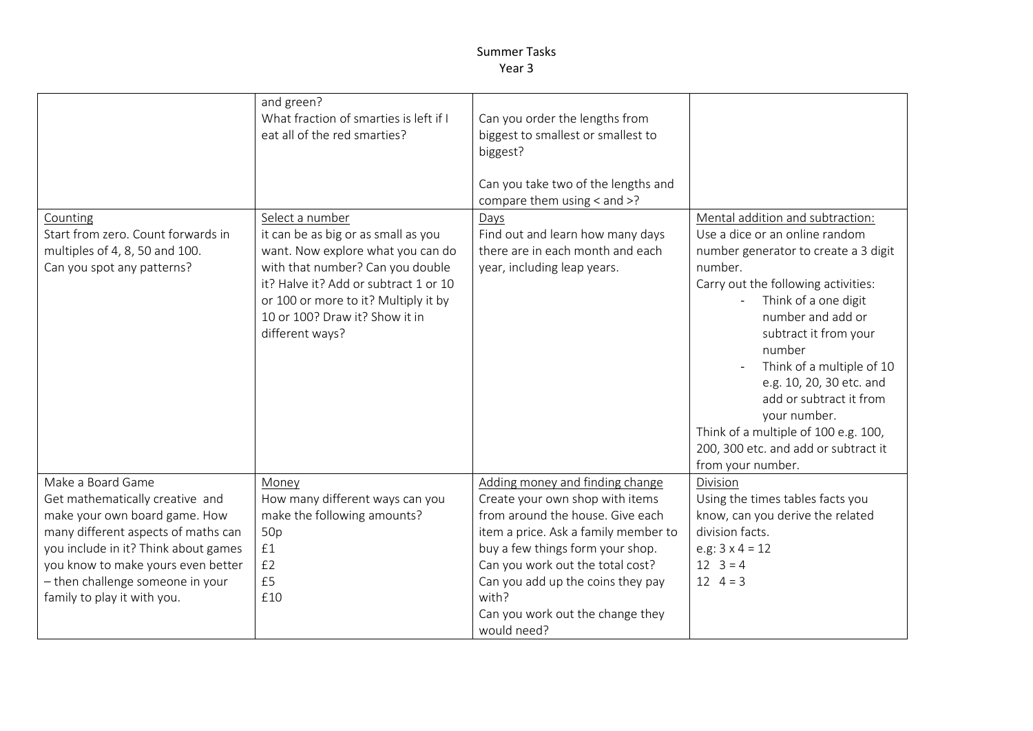Summer Tasks
Year 3

| | | | |
|---|---|---|---|
| | and green?<br>What fraction of smarties is left if I eat all of the red smarties? | Can you order the lengths from biggest to smallest or smallest to biggest?<br><br>Can you take two of the lengths and compare them using < and >? | |
| Counting<br>Start from zero. Count forwards in multiples of 4, 8, 50 and 100.<br>Can you spot any patterns? | Select a number<br>it can be as big or as small as you want. Now explore what you can do with that number? Can you double it? Halve it? Add or subtract 1 or 10 or 100 or more to it? Multiply it by 10 or 100? Draw it? Show it in different ways? | Days<br>Find out and learn how many days there are in each month and each year, including leap years. | Mental addition and subtraction:<br>Use a dice or an online random number generator to create a 3 digit number.<br>Carry out the following activities:<br>- Think of a one digit number and add or subtract it from your number<br>- Think of a multiple of 10 e.g. 10, 20, 30 etc. and add or subtract it from your number.<br>Think of a multiple of 100 e.g. 100, 200, 300 etc. and add or subtract it from your number. |
| Make a Board Game<br>Get mathematically creative and make your own board game. How many different aspects of maths can you include in it? Think about games you know to make yours even better – then challenge someone in your family to play it with you. | Money<br>How many different ways can you make the following amounts?<br>50p<br>£1<br>£2<br>£5<br>£10 | Adding money and finding change<br>Create your own shop with items from around the house. Give each item a price. Ask a family member to buy a few things form your shop.<br>Can you work out the total cost?<br>Can you add up the coins they pay with?<br>Can you work out the change they would need? | Division<br>Using the times tables facts you know, can you derive the related division facts.<br>e.g: 3 x 4 = 12<br>12  3 = 4<br>12  4 = 3 |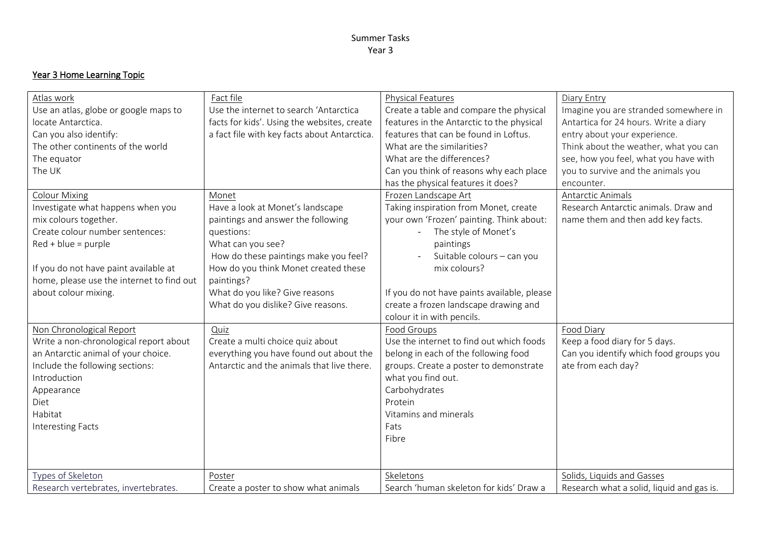Summer Tasks
Year 3

## Year 3 Home Learning Topic

| | | | |
|---|---|---|---|
| Atlas work<br>Use an atlas, globe or google maps to locate Antarctica.<br>Can you also identify:<br>The other continents of the world<br>The equator<br>The UK | Fact file<br>Use the internet to search 'Antarctica facts for kids'. Using the websites, create a fact file with key facts about Antarctica. | Physical Features<br>Create a table and compare the physical features in the Antarctic to the physical features that can be found in Loftus.<br>What are the similarities?<br>What are the differences?<br>Can you think of reasons why each place has the physical features it does? | Diary Entry<br>Imagine you are stranded somewhere in Antartica for 24 hours. Write a diary entry about your experience.<br>Think about the weather, what you can see, how you feel, what you have with you to survive and the animals you encounter. |
| Colour Mixing<br>Investigate what happens when you mix colours together.<br>Create colour number sentences:<br>Red + blue = purple<br><br>If you do not have paint available at home, please use the internet to find out about colour mixing. | Monet<br>Have a look at Monet's landscape paintings and answer the following questions:<br>What can you see?<br>How do these paintings make you feel?<br>How do you think Monet created these paintings?<br>What do you like? Give reasons<br>What do you dislike? Give reasons. | Frozen Landscape Art<br>Taking inspiration from Monet, create your own 'Frozen' painting. Think about:<br>- The style of Monet's paintings<br>- Suitable colours – can you mix colours?<br><br>If you do not have paints available, please create a frozen landscape drawing and colour it in with pencils. | Antarctic Animals<br>Research Antarctic animals. Draw and name them and then add key facts. |
| Non Chronological Report<br>Write a non-chronological report about an Antarctic animal of your choice.<br>Include the following sections:<br>Introduction<br>Appearance<br>Diet<br>Habitat<br>Interesting Facts | Quiz<br>Create a multi choice quiz about everything you have found out about the Antarctic and the animals that live there. | Food Groups<br>Use the internet to find out which foods belong in each of the following food groups. Create a poster to demonstrate what you find out.<br>Carbohydrates<br>Protein<br>Vitamins and minerals<br>Fats<br>Fibre | Food Diary<br>Keep a food diary for 5 days.<br>Can you identify which food groups you ate from each day? |
| Types of Skeleton<br>Research vertebrates, invertebrates. | Poster<br>Create a poster to show what animals | Skeletons<br>Search 'human skeleton for kids' Draw a | Solids, Liquids and Gasses<br>Research what a solid, liquid and gas is. |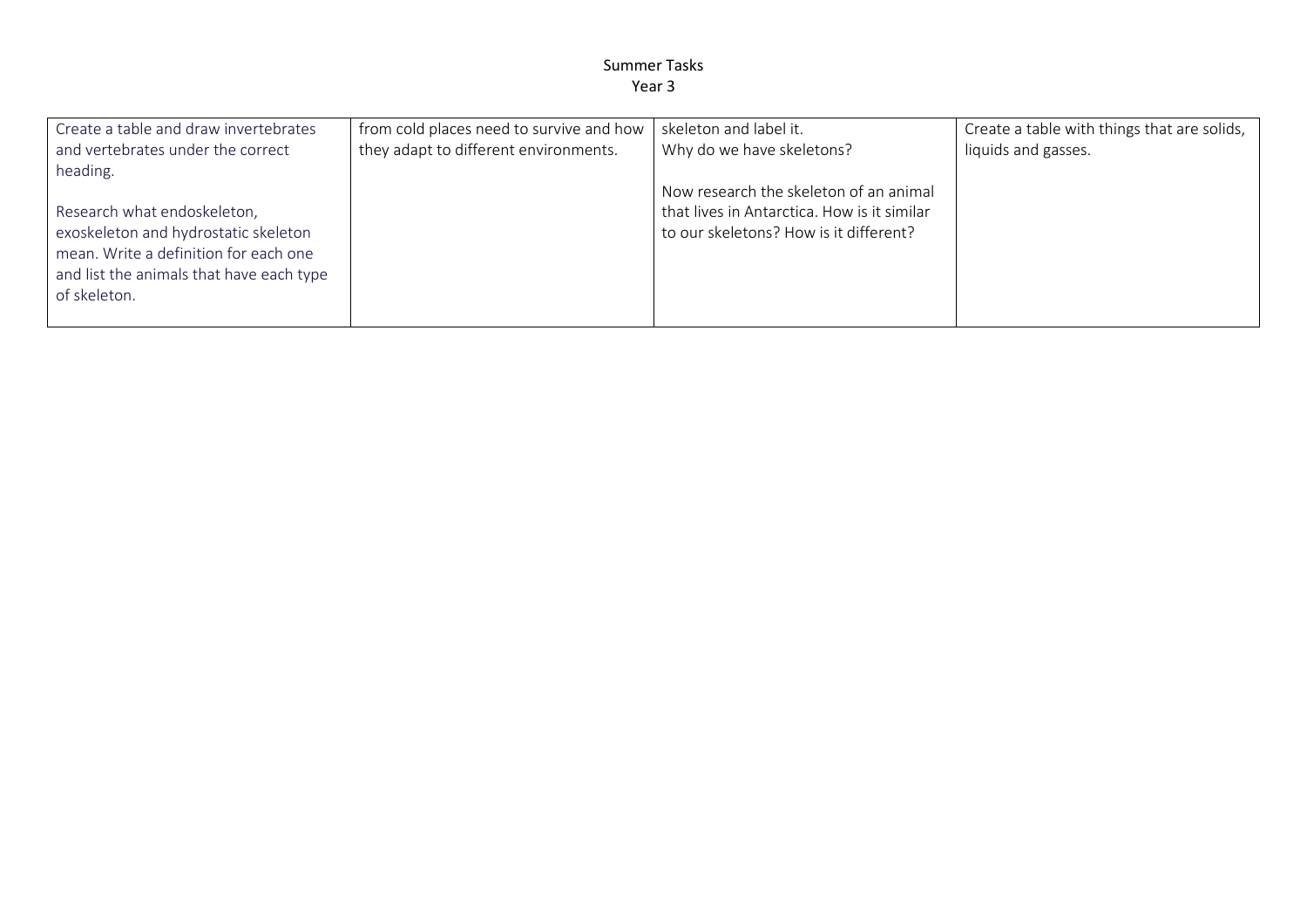Summer Tasks
Year 3

| | | | |
|---|---|---|---|
| Create a table and draw invertebrates and vertebrates under the correct heading.<br><br>Research what endoskeleton, exoskeleton and hydrostatic skeleton mean. Write a definition for each one and list the animals that have each type of skeleton. | from cold places need to survive and how they adapt to different environments. | skeleton and label it.<br>Why do we have skeletons?<br><br>Now research the skeleton of an animal that lives in Antarctica. How is it similar to our skeletons? How is it different? | Create a table with things that are solids, liquids and gasses. |